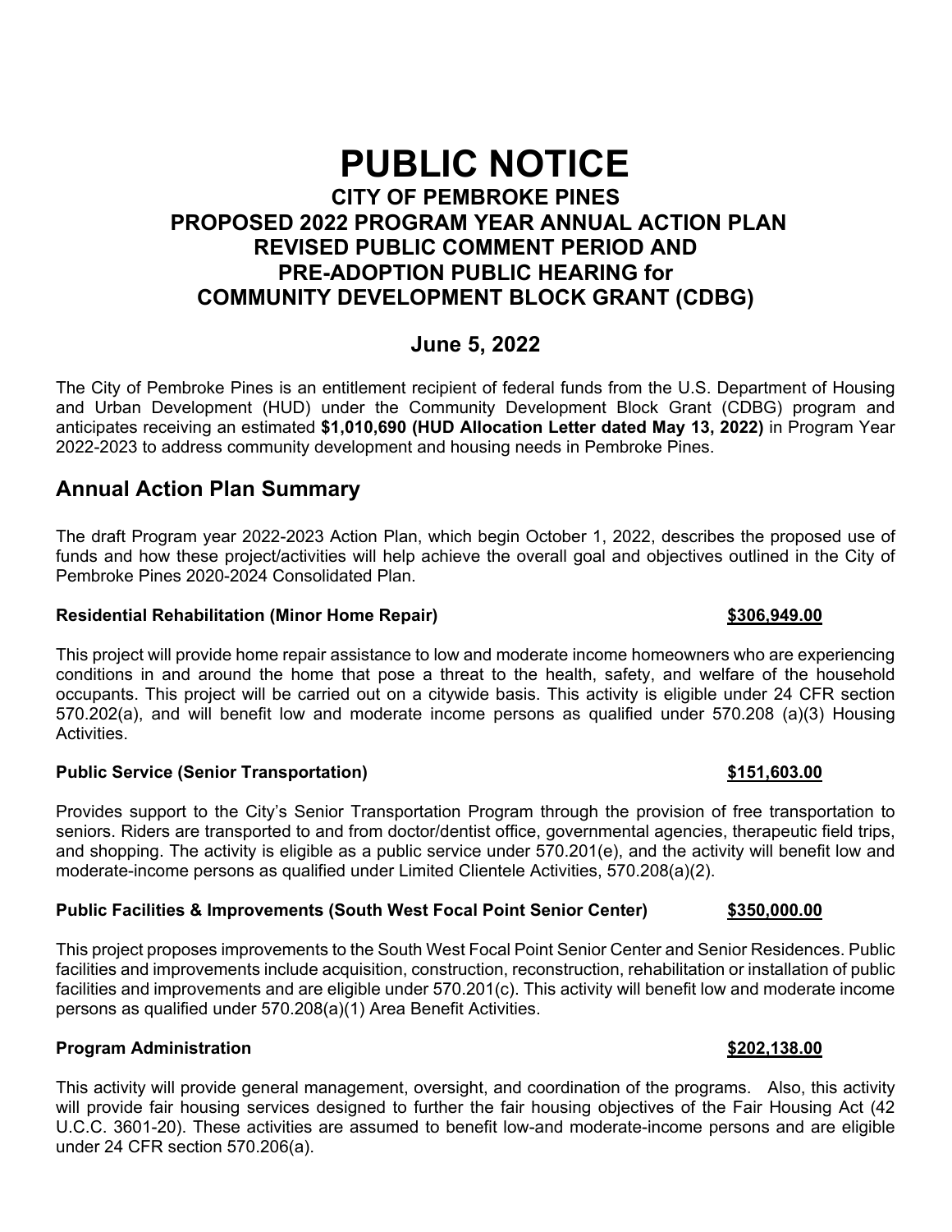# PUBLIC NOTICE

## CITY OF PEMBROKE PINES
## PROPOSED 2022 PROGRAM YEAR ANNUAL ACTION PLAN
## REVISED PUBLIC COMMENT PERIOD AND
## PRE-ADOPTION PUBLIC HEARING for
## COMMUNITY DEVELOPMENT BLOCK GRANT (CDBG)

### June 5, 2022

The City of Pembroke Pines is an entitlement recipient of federal funds from the U.S. Department of Housing and Urban Development (HUD) under the Community Development Block Grant (CDBG) program and anticipates receiving an estimated **$1,010,690 (HUD Allocation Letter dated May 13, 2022)** in Program Year 2022-2023 to address community development and housing needs in Pembroke Pines.

## Annual Action Plan Summary

The draft Program year 2022-2023 Action Plan, which begin October 1, 2022, describes the proposed use of funds and how these project/activities will help achieve the overall goal and objectives outlined in the City of Pembroke Pines 2020-2024 Consolidated Plan.

**Residential Rehabilitation (Minor Home Repair)** **$306,949.00**

This project will provide home repair assistance to low and moderate income homeowners who are experiencing conditions in and around the home that pose a threat to the health, safety, and welfare of the household occupants. This project will be carried out on a citywide basis. This activity is eligible under 24 CFR section 570.202(a), and will benefit low and moderate income persons as qualified under 570.208 (a)(3) Housing Activities.

**Public Service (Senior Transportation)** **$151,603.00**

Provides support to the City's Senior Transportation Program through the provision of free transportation to seniors. Riders are transported to and from doctor/dentist office, governmental agencies, therapeutic field trips, and shopping. The activity is eligible as a public service under 570.201(e), and the activity will benefit low and moderate-income persons as qualified under Limited Clientele Activities, 570.208(a)(2).

**Public Facilities & Improvements (South West Focal Point Senior Center)** **$350,000.00**

This project proposes improvements to the South West Focal Point Senior Center and Senior Residences. Public facilities and improvements include acquisition, construction, reconstruction, rehabilitation or installation of public facilities and improvements and are eligible under 570.201(c). This activity will benefit low and moderate income persons as qualified under 570.208(a)(1) Area Benefit Activities.

**Program Administration** **$202,138.00**

This activity will provide general management, oversight, and coordination of the programs. Also, this activity will provide fair housing services designed to further the fair housing objectives of the Fair Housing Act (42 U.C.C. 3601-20). These activities are assumed to benefit low-and moderate-income persons and are eligible under 24 CFR section 570.206(a).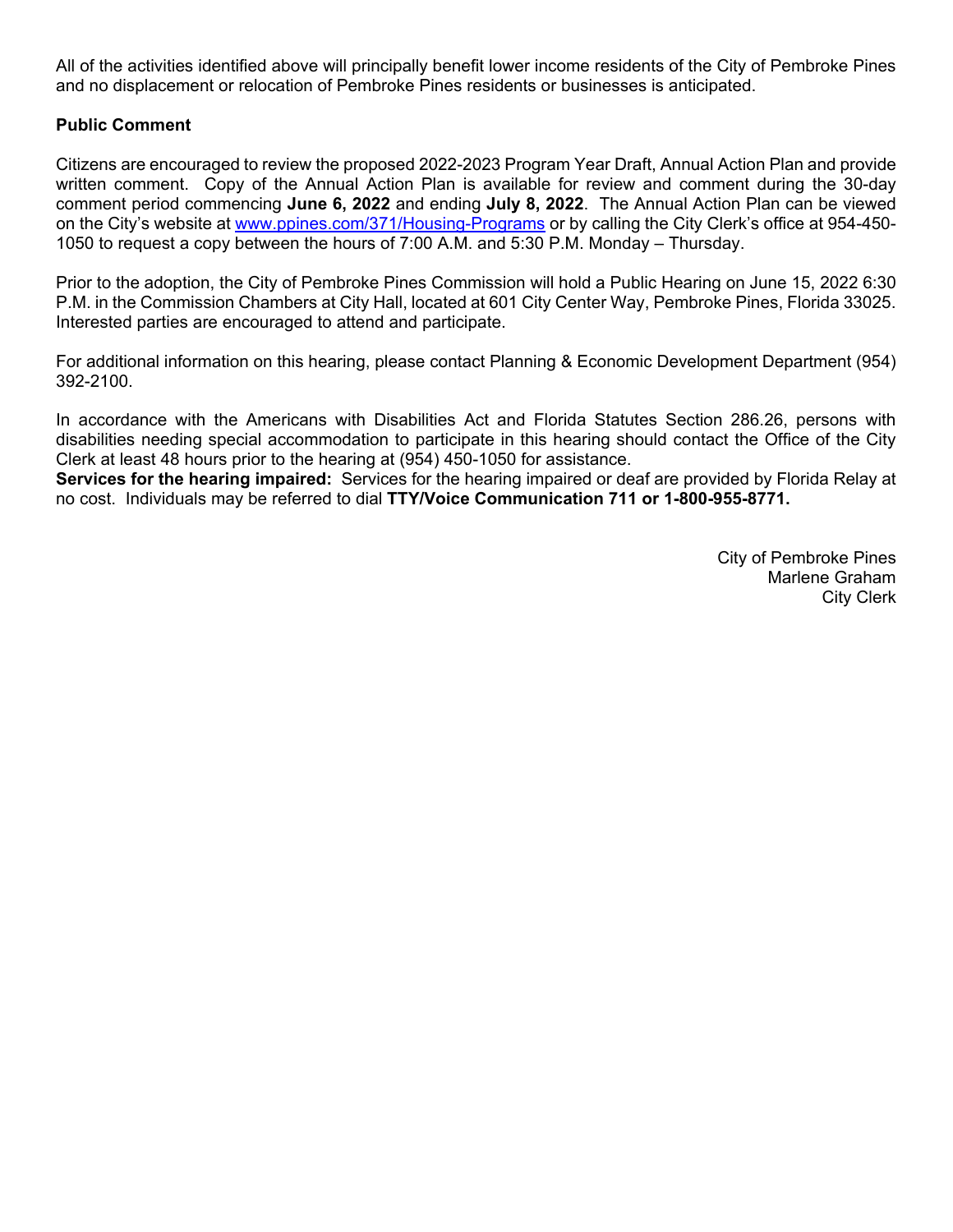All of the activities identified above will principally benefit lower income residents of the City of Pembroke Pines and no displacement or relocation of Pembroke Pines residents or businesses is anticipated.

**Public Comment**

Citizens are encouraged to review the proposed 2022-2023 Program Year Draft, Annual Action Plan and provide written comment. Copy of the Annual Action Plan is available for review and comment during the 30-day comment period commencing **June 6, 2022** and ending **July 8, 2022**. The Annual Action Plan can be viewed on the City's website at [www.ppines.com/371/Housing-Programs](http://www.ppines.com/371/Housing-Programs) or by calling the City Clerk's office at 954-450-1050 to request a copy between the hours of 7:00 A.M. and 5:30 P.M. Monday – Thursday.

Prior to the adoption, the City of Pembroke Pines Commission will hold a Public Hearing on June 15, 2022 6:30 P.M. in the Commission Chambers at City Hall, located at 601 City Center Way, Pembroke Pines, Florida 33025. Interested parties are encouraged to attend and participate.

For additional information on this hearing, please contact Planning & Economic Development Department (954) 392-2100.

In accordance with the Americans with Disabilities Act and Florida Statutes Section 286.26, persons with disabilities needing special accommodation to participate in this hearing should contact the Office of the City Clerk at least 48 hours prior to the hearing at (954) 450-1050 for assistance.

**Services for the hearing impaired:** Services for the hearing impaired or deaf are provided by Florida Relay at no cost. Individuals may be referred to dial **TTY/Voice Communication 711 or 1-800-955-8771.**

City of Pembroke Pines
Marlene Graham
City Clerk